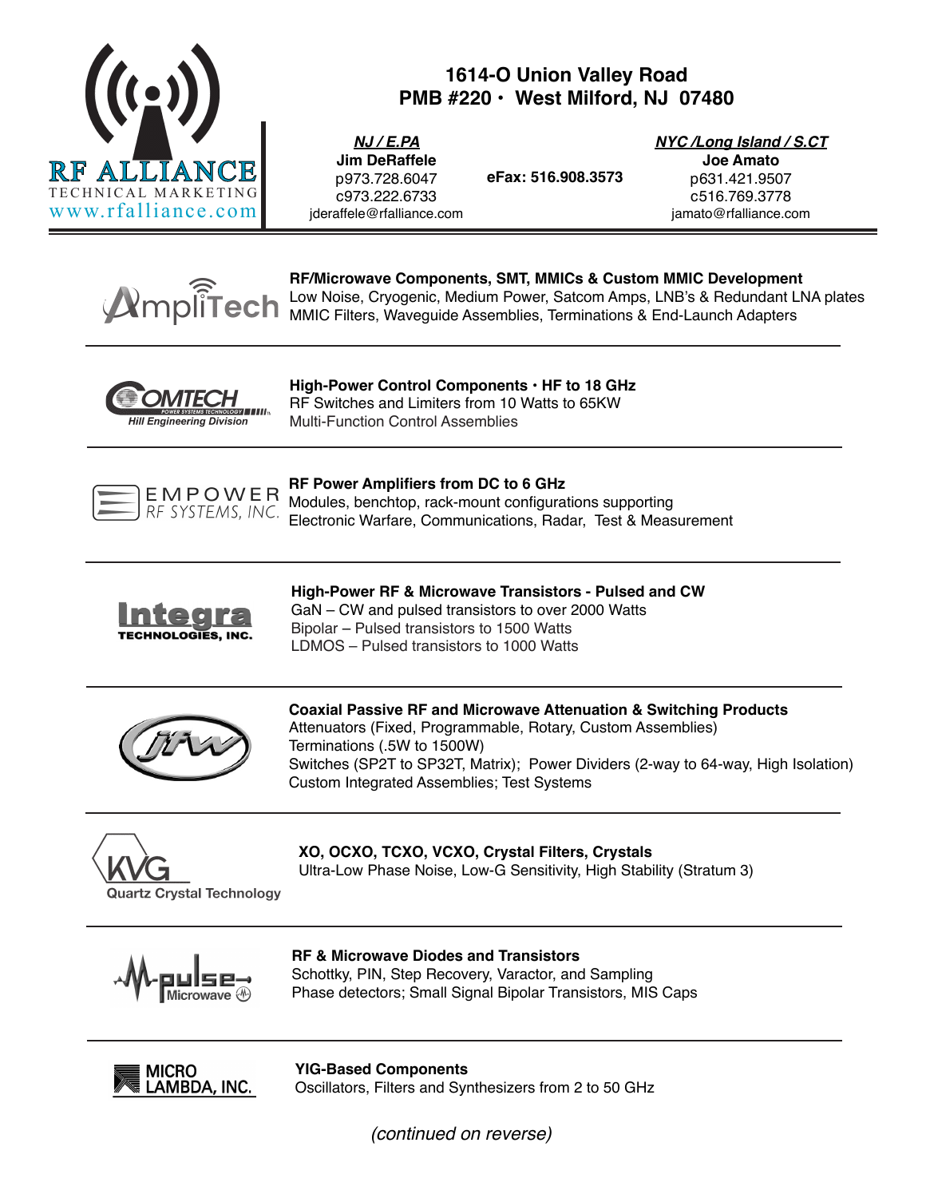# RF ALLIANCE

TECHNICAL MARKETING
www.rfalliance.com

**1614-O Union Valley Road**
**PMB #220 • West Milford, NJ 07480**

***NJ / E.PA***
**Jim DeRaffele**
p973.728.6047
c973.222.6733
jderaffele@rfalliance.com

**eFax: 516.908.3573**

***NYC /Long Island / S.CT***
**Joe Amato**
p631.421.9507
c516.769.3778
jamato@rfalliance.com

---

**AmpliTech**

**RF/Microwave Components, SMT, MMICs & Custom MMIC Development**
Low Noise, Cryogenic, Medium Power, Satcom Amps, LNB's & Redundant LNA plates
MMIC Filters, Waveguide Assemblies, Terminations & End-Launch Adapters

---

**COMTECH** — *Hill Engineering Division*

**High-Power Control Components • HF to 18 GHz**
RF Switches and Limiters from 10 Watts to 65KW
Multi-Function Control Assemblies

---

**EMPOWER RF SYSTEMS, INC.**

**RF Power Amplifiers from DC to 6 GHz**
Modules, benchtop, rack-mount configurations supporting
Electronic Warfare, Communications, Radar, Test & Measurement

---

**Integra TECHNOLOGIES, INC.**

**High-Power RF & Microwave Transistors - Pulsed and CW**
GaN – CW and pulsed transistors to over 2000 Watts
Bipolar – Pulsed transistors to 1500 Watts
LDMOS – Pulsed transistors to 1000 Watts

---

**JFW**

**Coaxial Passive RF and Microwave Attenuation & Switching Products**
Attenuators (Fixed, Programmable, Rotary, Custom Assemblies)
Terminations (.5W to 1500W)
Switches (SP2T to SP32T, Matrix); Power Dividers (2-way to 64-way, High Isolation)
Custom Integrated Assemblies; Test Systems

---

**KVG Quartz Crystal Technology**

**XO, OCXO, TCXO, VCXO, Crystal Filters, Crystals**
Ultra-Low Phase Noise, Low-G Sensitivity, High Stability (Stratum 3)

---

**M-pulse Microwave**

**RF & Microwave Diodes and Transistors**
Schottky, PIN, Step Recovery, Varactor, and Sampling
Phase detectors; Small Signal Bipolar Transistors, MIS Caps

---

**MICRO LAMBDA, INC.**

**YIG-Based Components**
Oscillators, Filters and Synthesizers from 2 to 50 GHz

*(continued on reverse)*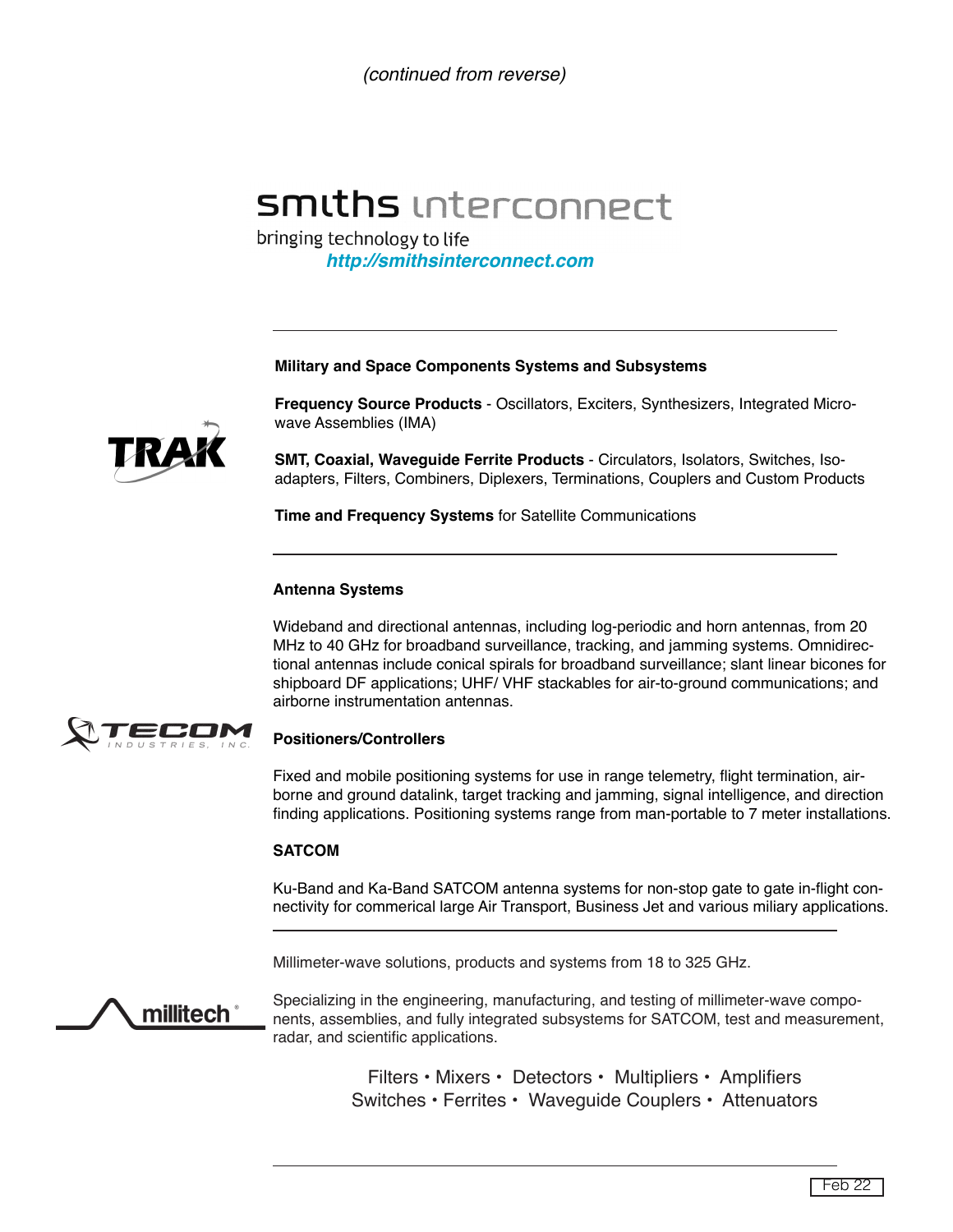*(continued from reverse)*

# smiths interconnect

bringing technology to life

***http://smithsinterconnect.com***

---

TRAK

**Military and Space Components Systems and Subsystems**

**Frequency Source Products** - Oscillators, Exciters, Synthesizers, Integrated Microwave Assemblies (IMA)

**SMT, Coaxial, Waveguide Ferrite Products** - Circulators, Isolators, Switches, Iso-adapters, Filters, Combiners, Diplexers, Terminations, Couplers and Custom Products

**Time and Frequency Systems** for Satellite Communications

---

TECOM INDUSTRIES, INC.

**Antenna Systems**

Wideband and directional antennas, including log-periodic and horn antennas, from 20 MHz to 40 GHz for broadband surveillance, tracking, and jamming systems. Omnidirectional antennas include conical spirals for broadband surveillance; slant linear bicones for shipboard DF applications; UHF/ VHF stackables for air-to-ground communications; and airborne instrumentation antennas.

**Positioners/Controllers**

Fixed and mobile positioning systems for use in range telemetry, flight termination, airborne and ground datalink, target tracking and jamming, signal intelligence, and direction finding applications. Positioning systems range from man-portable to 7 meter installations.

**SATCOM**

Ku-Band and Ka-Band SATCOM antenna systems for non-stop gate to gate in-flight connectivity for commerical large Air Transport, Business Jet and various miliary applications.

---

millitech®

Millimeter-wave solutions, products and systems from 18 to 325 GHz.

Specializing in the engineering, manufacturing, and testing of millimeter-wave components, assemblies, and fully integrated subsystems for SATCOM, test and measurement, radar, and scientific applications.

Filters • Mixers • Detectors • Multipliers • Amplifiers
Switches • Ferrites • Waveguide Couplers • Attenuators

---

Feb 22